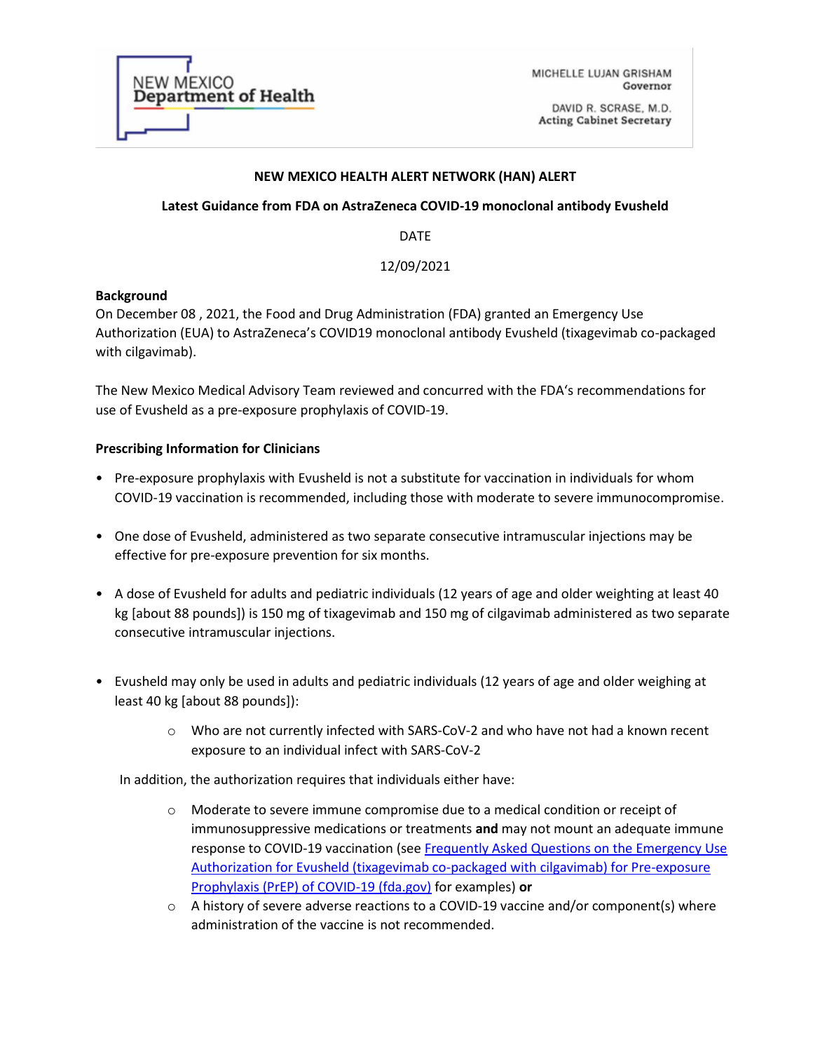NEW MEXICO
**Department of Health**

MICHELLE LUJAN GRISHAM
**Governor**

DAVID R. SCRASE, M.D.
**Acting Cabinet Secretary**

**NEW MEXICO HEALTH ALERT NETWORK (HAN) ALERT**

**Latest Guidance from FDA on AstraZeneca COVID-19 monoclonal antibody Evusheld**

DATE

12/09/2021

**Background**
On December 08 , 2021, the Food and Drug Administration (FDA) granted an Emergency Use Authorization (EUA) to AstraZeneca's COVID19 monoclonal antibody Evusheld (tixagevimab co-packaged with cilgavimab).

The New Mexico Medical Advisory Team reviewed and concurred with the FDA's recommendations for use of Evusheld as a pre-exposure prophylaxis of COVID-19.

**Prescribing Information for Clinicians**

- Pre-exposure prophylaxis with Evusheld is not a substitute for vaccination in individuals for whom COVID-19 vaccination is recommended, including those with moderate to severe immunocompromise.

- One dose of Evusheld, administered as two separate consecutive intramuscular injections may be effective for pre-exposure prevention for six months.

- A dose of Evusheld for adults and pediatric individuals (12 years of age and older weighting at least 40 kg [about 88 pounds]) is 150 mg of tixagevimab and 150 mg of cilgavimab administered as two separate consecutive intramuscular injections.

- Evusheld may only be used in adults and pediatric individuals (12 years of age and older weighing at least 40 kg [about 88 pounds]):
    - Who are not currently infected with SARS-CoV-2 and who have not had a known recent exposure to an individual infect with SARS-CoV-2

  In addition, the authorization requires that individuals either have:

    - Moderate to severe immune compromise due to a medical condition or receipt of immunosuppressive medications or treatments **and** may not mount an adequate immune response to COVID-19 vaccination (see [Frequently Asked Questions on the Emergency Use Authorization for Evusheld (tixagevimab co-packaged with cilgavimab) for Pre-exposure Prophylaxis (PrEP) of COVID-19 (fda.gov)]() for examples) **or**
    - A history of severe adverse reactions to a COVID-19 vaccine and/or component(s) where administration of the vaccine is not recommended.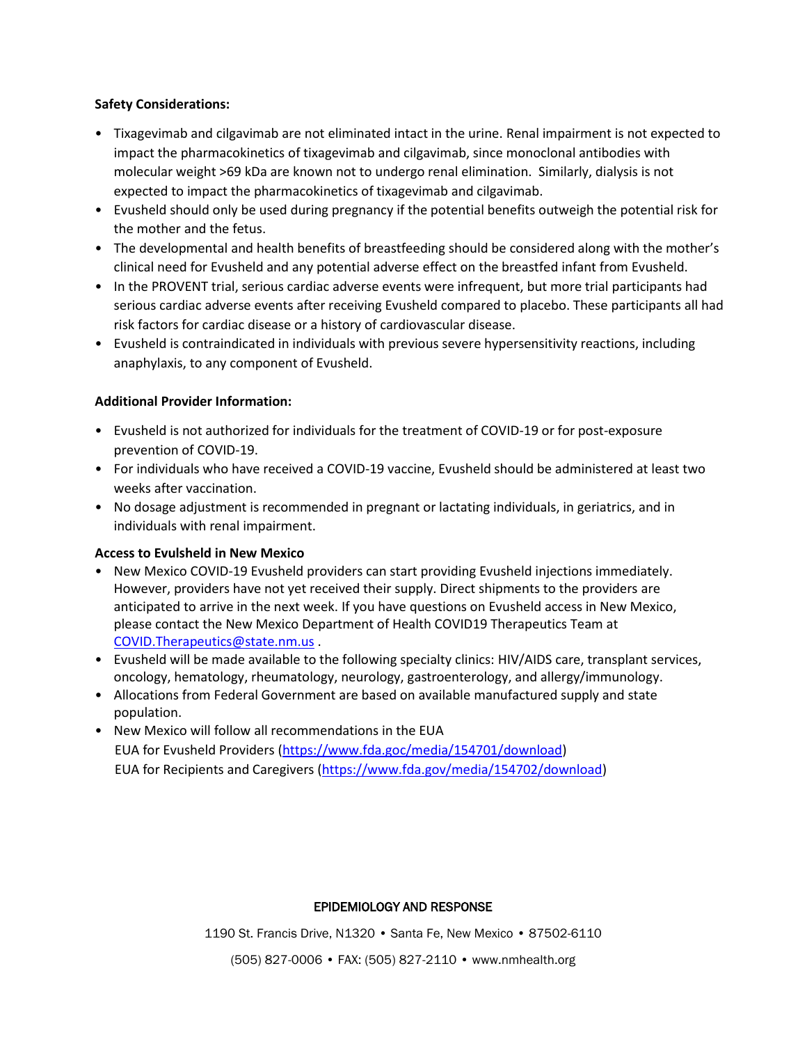**Safety Considerations:**

- Tixagevimab and cilgavimab are not eliminated intact in the urine. Renal impairment is not expected to impact the pharmacokinetics of tixagevimab and cilgavimab, since monoclonal antibodies with molecular weight >69 kDa are known not to undergo renal elimination. Similarly, dialysis is not expected to impact the pharmacokinetics of tixagevimab and cilgavimab.
- Evusheld should only be used during pregnancy if the potential benefits outweigh the potential risk for the mother and the fetus.
- The developmental and health benefits of breastfeeding should be considered along with the mother's clinical need for Evusheld and any potential adverse effect on the breastfed infant from Evusheld.
- In the PROVENT trial, serious cardiac adverse events were infrequent, but more trial participants had serious cardiac adverse events after receiving Evusheld compared to placebo. These participants all had risk factors for cardiac disease or a history of cardiovascular disease.
- Evusheld is contraindicated in individuals with previous severe hypersensitivity reactions, including anaphylaxis, to any component of Evusheld.

**Additional Provider Information:**

- Evusheld is not authorized for individuals for the treatment of COVID-19 or for post-exposure prevention of COVID-19.
- For individuals who have received a COVID-19 vaccine, Evusheld should be administered at least two weeks after vaccination.
- No dosage adjustment is recommended in pregnant or lactating individuals, in geriatrics, and in individuals with renal impairment.

**Access to Evulsheld in New Mexico**

- New Mexico COVID-19 Evusheld providers can start providing Evusheld injections immediately. However, providers have not yet received their supply. Direct shipments to the providers are anticipated to arrive in the next week. If you have questions on Evusheld access in New Mexico, please contact the New Mexico Department of Health COVID19 Therapeutics Team at COVID.Therapeutics@state.nm.us .
- Evusheld will be made available to the following specialty clinics: HIV/AIDS care, transplant services, oncology, hematology, rheumatology, neurology, gastroenterology, and allergy/immunology.
- Allocations from Federal Government are based on available manufactured supply and state population.
- New Mexico will follow all recommendations in the EUA
  EUA for Evusheld Providers (https://www.fda.goc/media/154701/download)
  EUA for Recipients and Caregivers (https://www.fda.gov/media/154702/download)

EPIDEMIOLOGY AND RESPONSE

1190 St. Francis Drive, N1320 • Santa Fe, New Mexico • 87502-6110

(505) 827-0006 • FAX: (505) 827-2110 • www.nmhealth.org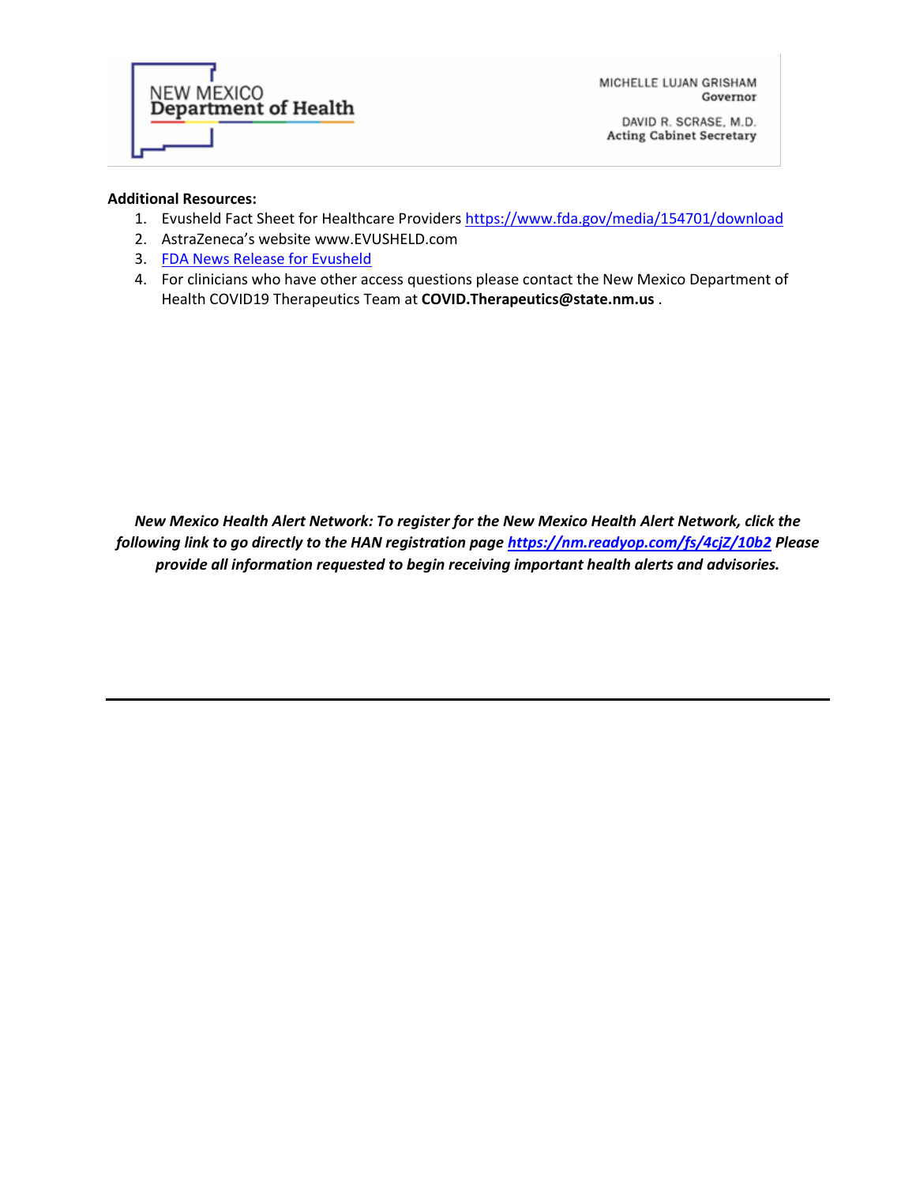**Additional Resources:**

1. Evusheld Fact Sheet for Healthcare Providers https://www.fda.gov/media/154701/download
2. AstraZeneca's website www.EVUSHELD.com
3. FDA News Release for Evusheld
4. For clinicians who have other access questions please contact the New Mexico Department of Health COVID19 Therapeutics Team at **COVID.Therapeutics@state.nm.us** .

***New Mexico Health Alert Network: To register for the New Mexico Health Alert Network, click the following link to go directly to the HAN registration page https://nm.readyop.com/fs/4cjZ/10b2 Please provide all information requested to begin receiving important health alerts and advisories.***